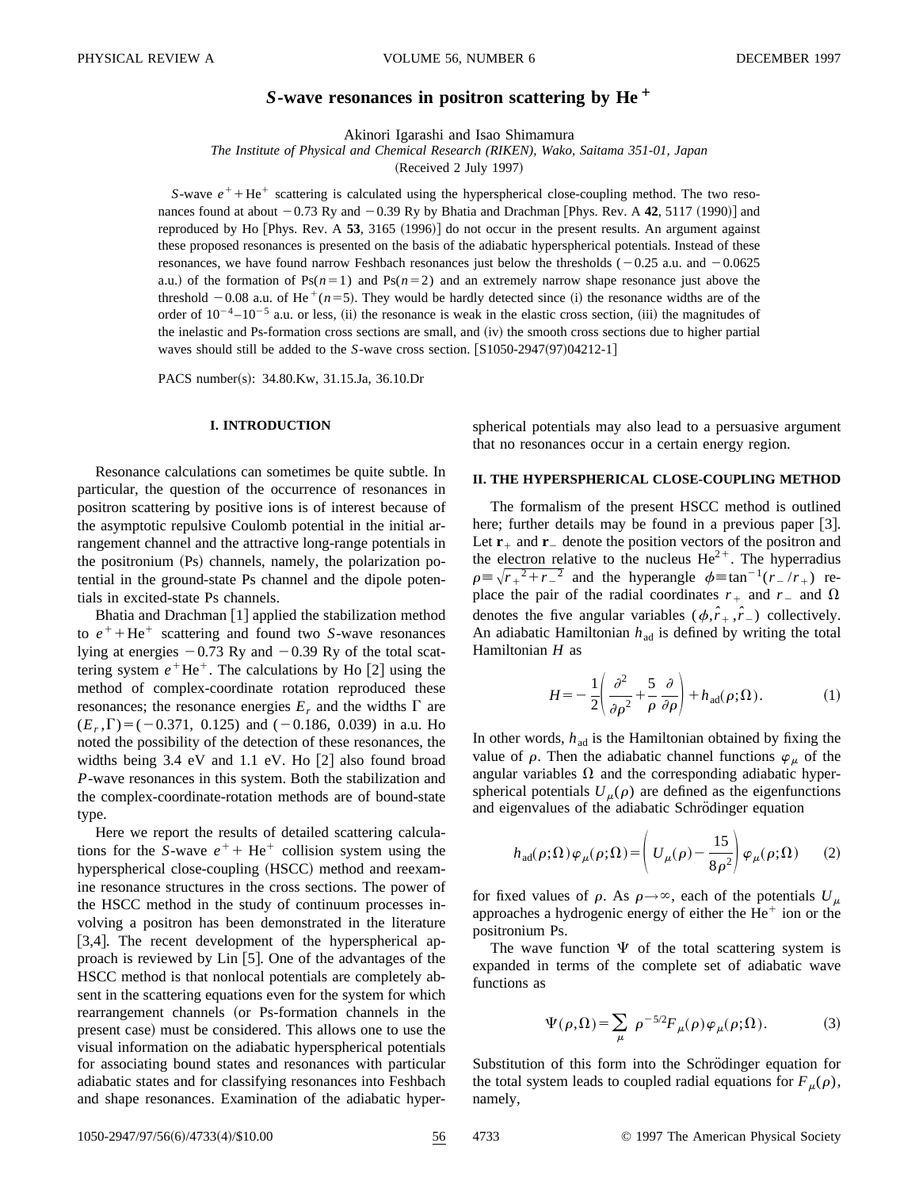# *S*-wave resonances in positron scattering by $He^+$

Akinori Igarashi and Isao Shimamura

*The Institute of Physical and Chemical Research (RIKEN), Wako, Saitama 351-01, Japan*

(Received 2 July 1997)

*S*-wave $e^+ + He^+$ scattering is calculated using the hyperspherical close-coupling method. The two resonances found at about $-0.73$ Ry and $-0.39$ Ry by Bhatia and Drachman [Phys. Rev. A **42**, 5117 (1990)] and reproduced by Ho [Phys. Rev. A **53**, 3165 (1996)] do not occur in the present results. An argument against these proposed resonances is presented on the basis of the adiabatic hyperspherical potentials. Instead of these resonances, we have found narrow Feshbach resonances just below the thresholds ($-0.25$ a.u. and $-0.0625$ a.u.) of the formation of Ps($n=1$) and Ps($n=2$) and an extremely narrow shape resonance just above the threshold $-0.08$ a.u. of $He^+(n=5)$. They would be hardly detected since (i) the resonance widths are of the order of $10^{-4}$–$10^{-5}$ a.u. or less, (ii) the resonance is weak in the elastic cross section, (iii) the magnitudes of the inelastic and Ps-formation cross sections are small, and (iv) the smooth cross sections due to higher partial waves should still be added to the *S*-wave cross section. [S1050-2947(97)04212-1]

PACS number(s): 34.80.Kw, 31.15.Ja, 36.10.Dr

## I. INTRODUCTION

Resonance calculations can sometimes be quite subtle. In particular, the question of the occurrence of resonances in positron scattering by positive ions is of interest because of the asymptotic repulsive Coulomb potential in the initial arrangement channel and the attractive long-range potentials in the positronium (Ps) channels, namely, the polarization potential in the ground-state Ps channel and the dipole potentials in excited-state Ps channels.

Bhatia and Drachman [1] applied the stabilization method to $e^+ + He^+$ scattering and found two *S*-wave resonances lying at energies $-0.73$ Ry and $-0.39$ Ry of the total scattering system $e^+He^+$. The calculations by Ho [2] using the method of complex-coordinate rotation reproduced these resonances; the resonance energies $E_r$ and the widths $\Gamma$ are $(E_r,\Gamma)=(-0.371,\ 0.125)$ and $(-0.186,\ 0.039)$ in a.u. Ho noted the possibility of the detection of these resonances, the widths being 3.4 eV and 1.1 eV. Ho [2] also found broad *P*-wave resonances in this system. Both the stabilization and the complex-coordinate-rotation methods are of bound-state type.

Here we report the results of detailed scattering calculations for the *S*-wave $e^+ +$ $He^+$ collision system using the hyperspherical close-coupling (HSCC) method and reexamine resonance structures in the cross sections. The power of the HSCC method in the study of continuum processes involving a positron has been demonstrated in the literature [3,4]. The recent development of the hyperspherical approach is reviewed by Lin [5]. One of the advantages of the HSCC method is that nonlocal potentials are completely absent in the scattering equations even for the system for which rearrangement channels (or Ps-formation channels in the present case) must be considered. This allows one to use the visual information on the adiabatic hyperspherical potentials for associating bound states and resonances with particular adiabatic states and for classifying resonances into Feshbach and shape resonances. Examination of the adiabatic hyperspherical potentials may also lead to a persuasive argument that no resonances occur in a certain energy region.

## II. THE HYPERSPHERICAL CLOSE-COUPLING METHOD

The formalism of the present HSCC method is outlined here; further details may be found in a previous paper [3]. Let $\mathbf{r}_+$ and $\mathbf{r}_-$ denote the position vectors of the positron and the electron relative to the nucleus $He^{2+}$. The hyperradius $\rho \equiv \sqrt{r_+{}^2 + r_-{}^2}$ and the hyperangle $\phi \equiv \tan^{-1}(r_-/r_+)$ replace the pair of the radial coordinates $r_+$ and $r_-$ and $\Omega$ denotes the five angular variables $(\phi, \hat{r}_+, \hat{r}_-)$ collectively. An adiabatic Hamiltonian $h_{\rm ad}$ is defined by writing the total Hamiltonian $H$ as

$$H = -\frac{1}{2}\left(\frac{\partial^2}{\partial \rho^2} + \frac{5}{\rho}\frac{\partial}{\partial \rho}\right) + h_{\rm ad}(\rho;\Omega). \tag{1}$$

In other words, $h_{\rm ad}$ is the Hamiltonian obtained by fixing the value of $\rho$. Then the adiabatic channel functions $\varphi_\mu$ of the angular variables $\Omega$ and the corresponding adiabatic hyperspherical potentials $U_\mu(\rho)$ are defined as the eigenfunctions and eigenvalues of the adiabatic Schrödinger equation

$$h_{\rm ad}(\rho;\Omega)\varphi_\mu(\rho;\Omega) = \left(U_\mu(\rho) - \frac{15}{8\rho^2}\right)\varphi_\mu(\rho;\Omega) \tag{2}$$

for fixed values of $\rho$. As $\rho \to \infty$, each of the potentials $U_\mu$ approaches a hydrogenic energy of either the $He^+$ ion or the positronium Ps.

The wave function $\Psi$ of the total scattering system is expanded in terms of the complete set of adiabatic wave functions as

$$\Psi(\rho,\Omega) = \sum_\mu \rho^{-5/2} F_\mu(\rho)\varphi_\mu(\rho;\Omega). \tag{3}$$

Substitution of this form into the Schrödinger equation for the total system leads to coupled radial equations for $F_\mu(\rho)$, namely,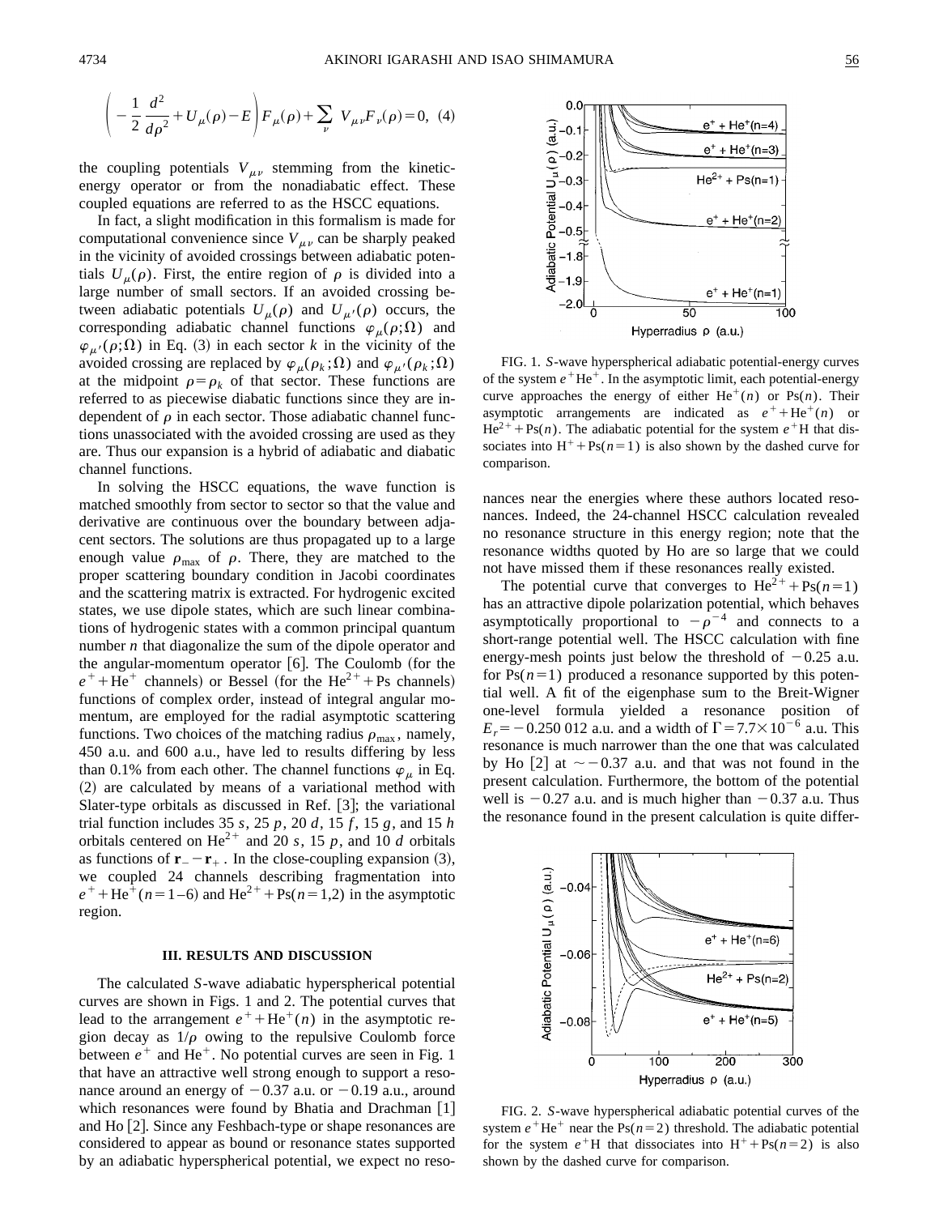$$\left(-\frac{1}{2}\frac{d^2}{d\rho^2}+U_\mu(\rho)-E\right)F_\mu(\rho)+\sum_\nu V_{\mu\nu}F_\nu(\rho)=0, \quad (4)$$

the coupling potentials $V_{\mu\nu}$ stemming from the kinetic-energy operator or from the nonadiabatic effect. These coupled equations are referred to as the HSCC equations.

In fact, a slight modification in this formalism is made for computational convenience since $V_{\mu\nu}$ can be sharply peaked in the vicinity of avoided crossings between adiabatic potentials $U_\mu(\rho)$. First, the entire region of $\rho$ is divided into a large number of small sectors. If an avoided crossing between adiabatic potentials $U_\mu(\rho)$ and $U_{\mu'}(\rho)$ occurs, the corresponding adiabatic channel functions $\varphi_\mu(\rho;\Omega)$ and $\varphi_{\mu'}(\rho;\Omega)$ in Eq. (3) in each sector $k$ in the vicinity of the avoided crossing are replaced by $\varphi_\mu(\rho_k;\Omega)$ and $\varphi_{\mu'}(\rho_k;\Omega)$ at the midpoint $\rho=\rho_k$ of that sector. These functions are referred to as piecewise diabatic functions since they are independent of $\rho$ in each sector. Those adiabatic channel functions unassociated with the avoided crossing are used as they are. Thus our expansion is a hybrid of adiabatic and diabatic channel functions.

In solving the HSCC equations, the wave function is matched smoothly from sector to sector so that the value and derivative are continuous over the boundary between adjacent sectors. The solutions are thus propagated up to a large enough value $\rho_{\max}$ of $\rho$. There, they are matched to the proper scattering boundary condition in Jacobi coordinates and the scattering matrix is extracted. For hydrogenic excited states, we use dipole states, which are such linear combinations of hydrogenic states with a common principal quantum number $n$ that diagonalize the sum of the dipole operator and the angular-momentum operator [6]. The Coulomb (for the $e^+ + \mathrm{He}^+$ channels) or Bessel (for the $\mathrm{He}^{2+} + \mathrm{Ps}$ channels) functions of complex order, instead of integral angular momentum, are employed for the radial asymptotic scattering functions. Two choices of the matching radius $\rho_{\max}$, namely, 450 a.u. and 600 a.u., have led to results differing by less than 0.1% from each other. The channel functions $\varphi_\mu$ in Eq. (2) are calculated by means of a variational method with Slater-type orbitals as discussed in Ref. [3]; the variational trial function includes 35 $s$, 25 $p$, 20 $d$, 15 $f$, 15 $g$, and 15 $h$ orbitals centered on $\mathrm{He}^{2+}$ and 20 $s$, 15 $p$, and 10 $d$ orbitals as functions of $\mathbf{r}_- - \mathbf{r}_+$. In the close-coupling expansion (3), we coupled 24 channels describing fragmentation into $e^+ + \mathrm{He}^+(n=1\text{–}6)$ and $\mathrm{He}^{2+} + \mathrm{Ps}(n=1,2)$ in the asymptotic region.

### III. RESULTS AND DISCUSSION

The calculated $S$-wave adiabatic hyperspherical potential curves are shown in Figs. 1 and 2. The potential curves that lead to the arrangement $e^+ + \mathrm{He}^+(n)$ in the asymptotic region decay as $1/\rho$ owing to the repulsive Coulomb force between $e^+$ and $\mathrm{He}^+$. No potential curves are seen in Fig. 1 that have an attractive well strong enough to support a resonance around an energy of $-0.37$ a.u. or $-0.19$ a.u., around which resonances were found by Bhatia and Drachman [1] and Ho [2]. Since any Feshbach-type or shape resonances are considered to appear as bound or resonance states supported by an adiabatic hyperspherical potential, we expect no resonances near the energies where these authors located resonances. Indeed, the 24-channel HSCC calculation revealed no resonance structure in this energy region; note that the resonance widths quoted by Ho are so large that we could not have missed them if these resonances really existed.

FIG. 1. $S$-wave hyperspherical adiabatic potential-energy curves of the system $e^+\mathrm{He}^+$. In the asymptotic limit, each potential-energy curve approaches the energy of either $\mathrm{He}^+(n)$ or $\mathrm{Ps}(n)$. Their asymptotic arrangements are indicated as $e^+ + \mathrm{He}^+(n)$ or $\mathrm{He}^{2+} + \mathrm{Ps}(n)$. The adiabatic potential for the system $e^+\mathrm{H}$ that dissociates into $\mathrm{H}^+ + \mathrm{Ps}(n=1)$ is also shown by the dashed curve for comparison.

The potential curve that converges to $\mathrm{He}^{2+} + \mathrm{Ps}(n=1)$ has an attractive dipole polarization potential, which behaves asymptotically proportional to $-\rho^{-4}$ and connects to a short-range potential well. The HSCC calculation with fine energy-mesh points just below the threshold of $-0.25$ a.u. for $\mathrm{Ps}(n=1)$ produced a resonance supported by this potential well. A fit of the eigenphase sum to the Breit-Wigner one-level formula yielded a resonance position of $E_r = -0.250\,012$ a.u. and a width of $\Gamma = 7.7\times10^{-6}$ a.u. This resonance is much narrower than the one that was calculated by Ho [2] at $\sim -0.37$ a.u. and that was not found in the present calculation. Furthermore, the bottom of the potential well is $-0.27$ a.u. and is much higher than $-0.37$ a.u. Thus the resonance found in the present calculation is quite differ-

FIG. 2. $S$-wave hyperspherical adiabatic potential curves of the system $e^+\mathrm{He}^+$ near the $\mathrm{Ps}(n=2)$ threshold. The adiabatic potential for the system $e^+\mathrm{H}$ that dissociates into $\mathrm{H}^+ + \mathrm{Ps}(n=2)$ is also shown by the dashed curve for comparison.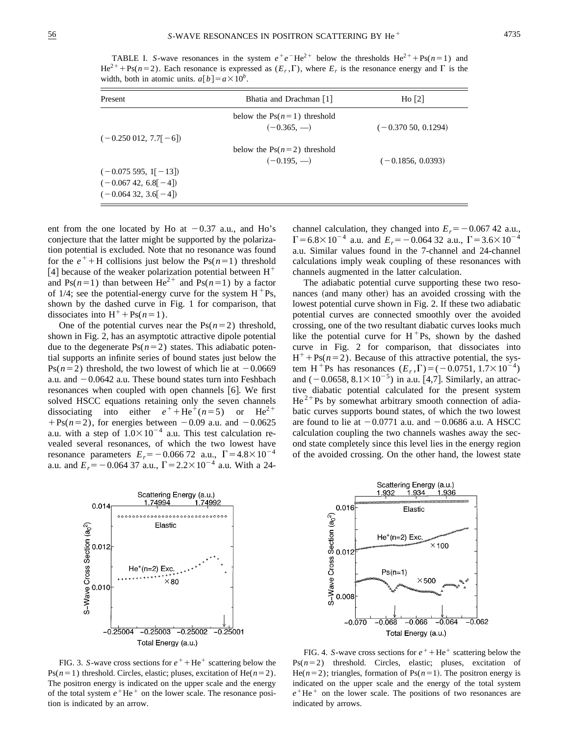TABLE I. *S*-wave resonances in the system $e^+e^-He^{2+}$ below the thresholds $He^{2+}+Ps(n=1)$ and $He^{2+}+Ps(n=2)$. Each resonance is expressed as $(E_r,\Gamma)$, where $E_r$ is the resonance energy and $\Gamma$ is the width, both in atomic units. $a[b]=a\times10^b$.

| Present | Bhatia and Drachman [1] | Ho [2] |
|---|---|---|
| | below the Ps($n=1$) threshold | |
| | ($-0.365$, —) | ($-0.370\,50$, 0.1294) |
| ($-0.250\,012$, 7.7[$-6$]) | | |
| | below the Ps($n=2$) threshold | |
| | ($-0.195$, —) | ($-0.1856$, 0.0393) |
| ($-0.075\,595$, 1[$-13$]) | | |
| ($-0.067\,42$, 6.8[$-4$]) | | |
| ($-0.064\,32$, 3.6[$-4$]) | | |

ent from the one located by Ho at $-0.37$ a.u., and Ho's conjecture that the latter might be supported by the polarization potential is excluded. Note that no resonance was found for the $e^++H$ collisions just below the Ps($n=1$) threshold [4] because of the weaker polarization potential between $H^+$ and Ps($n=1$) than between $He^{2+}$ and Ps($n=1$) by a factor of 1/4; see the potential-energy curve for the system $H^+Ps$, shown by the dashed curve in Fig. 1 for comparison, that dissociates into $H^++Ps(n=1)$.

One of the potential curves near the Ps($n=2$) threshold, shown in Fig. 2, has an asymptotic attractive dipole potential due to the degenerate Ps($n=2$) states. This adiabatic potential supports an infinite series of bound states just below the Ps($n=2$) threshold, the two lowest of which lie at $-0.0669$ a.u. and $-0.0642$ a.u. These bound states turn into Feshbach resonances when coupled with open channels [6]. We first solved HSCC equations retaining only the seven channels dissociating into either $e^++He^+(n=5)$ or $He^{2+}+Ps(n=2)$, for energies between $-0.09$ a.u. and $-0.0625$ a.u. with a step of $1.0\times10^{-4}$ a.u. This test calculation revealed several resonances, of which the two lowest have resonance parameters $E_r=-0.066\,72$ a.u., $\Gamma=4.8\times10^{-4}$ a.u. and $E_r=-0.064\,37$ a.u., $\Gamma=2.2\times10^{-4}$ a.u. With a 24-channel calculation, they changed into $E_r=-0.067\,42$ a.u., $\Gamma=6.8\times10^{-4}$ a.u. and $E_r=-0.064\,32$ a.u., $\Gamma=3.6\times10^{-4}$ a.u. Similar values found in the 7-channel and 24-channel calculations imply weak coupling of these resonances with channels augmented in the latter calculation.

The adiabatic potential curve supporting these two resonances (and many other) has an avoided crossing with the lowest potential curve shown in Fig. 2. If these two adiabatic potential curves are connected smoothly over the avoided crossing, one of the two resultant diabatic curves looks much like the potential curve for $H^+Ps$, shown by the dashed curve in Fig. 2 for comparison, that dissociates into $H^++Ps(n=2)$. Because of this attractive potential, the system $H^+Ps$ has resonances $(E_r,\Gamma)=(-0.0751,1.7\times10^{-4})$ and $(-0.0658,8.1\times10^{-5})$ in a.u. [4,7]. Similarly, an attractive diabatic potential calculated for the present system $He^{2+}Ps$ by somewhat arbitrary smooth connection of adiabatic curves supports bound states, of which the two lowest are found to lie at $-0.0771$ a.u. and $-0.0686$ a.u. A HSCC calculation coupling the two channels washes away the second state completely since this level lies in the energy region of the avoided crossing. On the other hand, the lowest state

FIG. 3. *S*-wave cross sections for $e^++He^+$ scattering below the Ps($n=1$) threshold. Circles, elastic; pluses, excitation of He($n=2$). The positron energy is indicated on the upper scale and the energy of the total system $e^+He^+$ on the lower scale. The resonance position is indicated by an arrow.

FIG. 4. *S*-wave cross sections for $e^++He^+$ scattering below the Ps($n=2$) threshold. Circles, elastic; pluses, excitation of He($n=2$); triangles, formation of Ps($n=1$). The positron energy is indicated on the upper scale and the energy of the total system $e^+He^+$ on the lower scale. The positions of two resonances are indicated by arrows.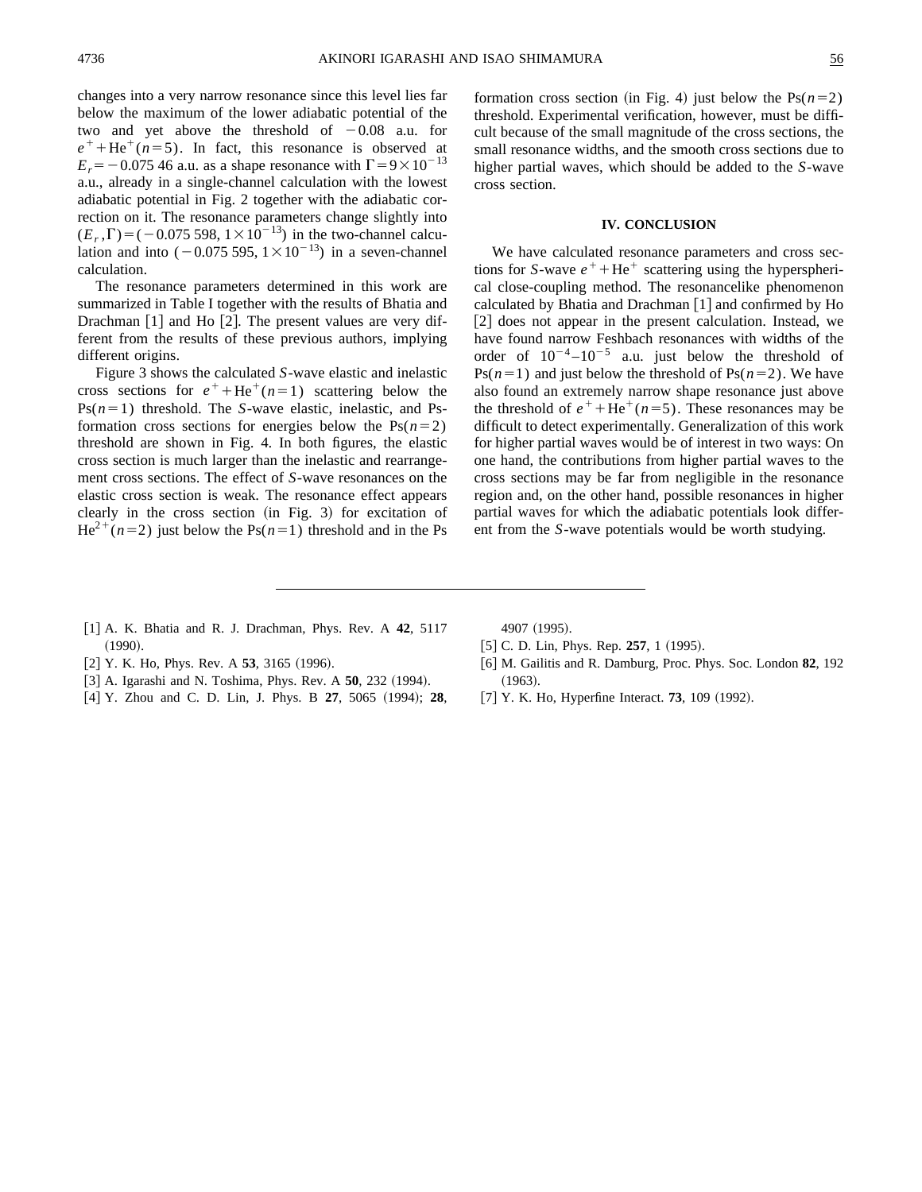changes into a very narrow resonance since this level lies far below the maximum of the lower adiabatic potential of the two and yet above the threshold of $-0.08$ a.u. for $e^+ + \mathrm{He}^+(n=5)$. In fact, this resonance is observed at $E_r = -0.075\,46$ a.u. as a shape resonance with $\Gamma = 9\times10^{-13}$ a.u., already in a single-channel calculation with the lowest adiabatic potential in Fig. 2 together with the adiabatic correction on it. The resonance parameters change slightly into $(E_r,\Gamma) = (-0.075\,598,\, 1\times10^{-13})$ in the two-channel calculation and into $(-0.075\,595,\, 1\times10^{-13})$ in a seven-channel calculation.

The resonance parameters determined in this work are summarized in Table I together with the results of Bhatia and Drachman [1] and Ho [2]. The present values are very different from the results of these previous authors, implying different origins.

Figure 3 shows the calculated *S*-wave elastic and inelastic cross sections for $e^+ + \mathrm{He}^+(n=1)$ scattering below the $\mathrm{Ps}(n=1)$ threshold. The *S*-wave elastic, inelastic, and Ps-formation cross sections for energies below the $\mathrm{Ps}(n=2)$ threshold are shown in Fig. 4. In both figures, the elastic cross section is much larger than the inelastic and rearrangement cross sections. The effect of *S*-wave resonances on the elastic cross section is weak. The resonance effect appears clearly in the cross section (in Fig. 3) for excitation of $\mathrm{He}^{2+}(n=2)$ just below the $\mathrm{Ps}(n=1)$ threshold and in the Ps formation cross section (in Fig. 4) just below the $\mathrm{Ps}(n=2)$ threshold. Experimental verification, however, must be difficult because of the small magnitude of the cross sections, the small resonance widths, and the smooth cross sections due to higher partial waves, which should be added to the *S*-wave cross section.

## IV. CONCLUSION

We have calculated resonance parameters and cross sections for *S*-wave $e^+ + \mathrm{He}^+$ scattering using the hyperspherical close-coupling method. The resonancelike phenomenon calculated by Bhatia and Drachman [1] and confirmed by Ho [2] does not appear in the present calculation. Instead, we have found narrow Feshbach resonances with widths of the order of $10^{-4}$–$10^{-5}$ a.u. just below the threshold of $\mathrm{Ps}(n=1)$ and just below the threshold of $\mathrm{Ps}(n=2)$. We have also found an extremely narrow shape resonance just above the threshold of $e^+ + \mathrm{He}^+(n=5)$. These resonances may be difficult to detect experimentally. Generalization of this work for higher partial waves would be of interest in two ways: On one hand, the contributions from higher partial waves to the cross sections may be far from negligible in the resonance region and, on the other hand, possible resonances in higher partial waves for which the adiabatic potentials look different from the *S*-wave potentials would be worth studying.

---

[1] A. K. Bhatia and R. J. Drachman, Phys. Rev. A **42**, 5117 (1990).

[2] Y. K. Ho, Phys. Rev. A **53**, 3165 (1996).

[3] A. Igarashi and N. Toshima, Phys. Rev. A **50**, 232 (1994).

[4] Y. Zhou and C. D. Lin, J. Phys. B **27**, 5065 (1994); **28**, 4907 (1995).

[5] C. D. Lin, Phys. Rep. **257**, 1 (1995).

[6] M. Gailitis and R. Damburg, Proc. Phys. Soc. London **82**, 192 (1963).

[7] Y. K. Ho, Hyperfine Interact. **73**, 109 (1992).